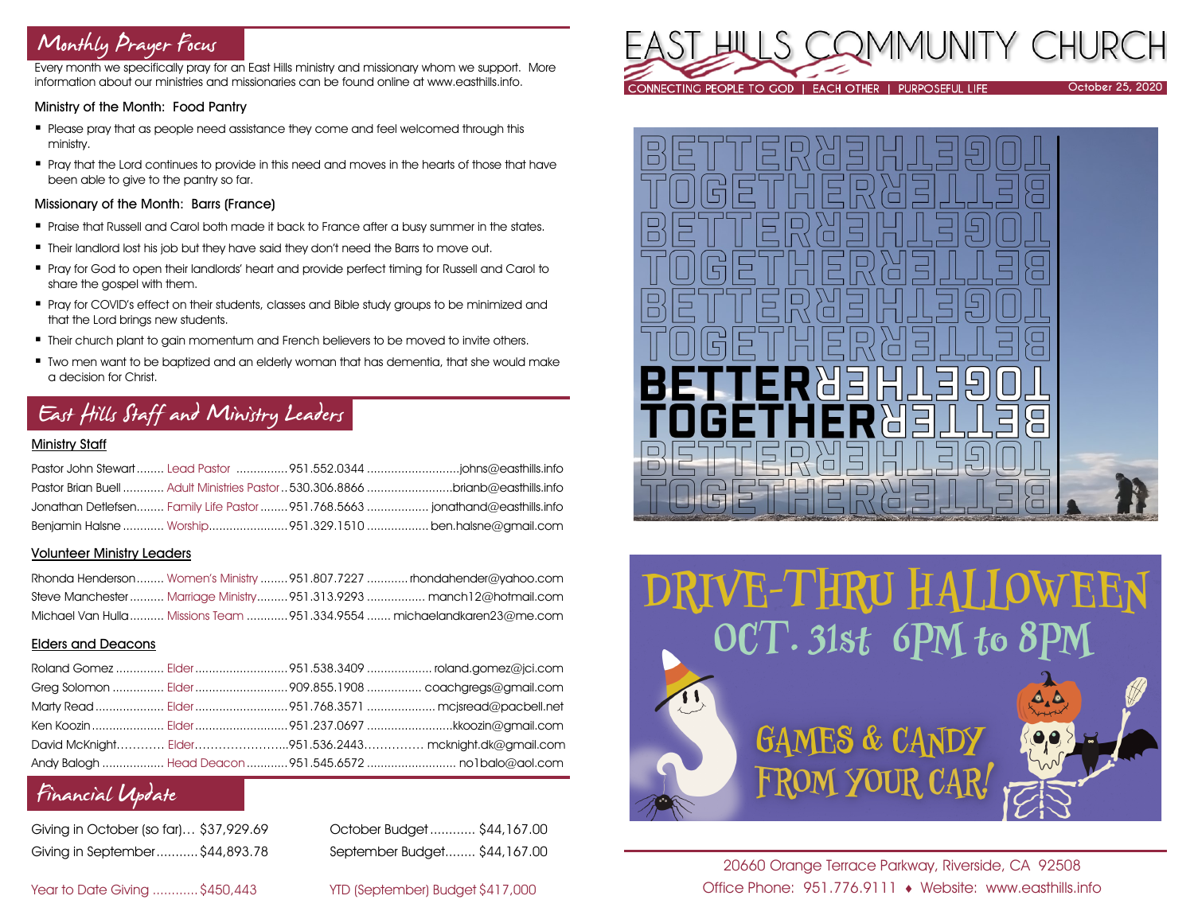## Monthly Prayer Focus

Every month we specifically pray for an East Hills ministry and missionary whom we support. More information about our ministries and missionaries can be found online at www.easthills.info.

### Ministry of the Month: Food Pantry

- Please pray that as people need assistance they come and feel welcomed through this ministry.
- Pray that the Lord continues to provide in this need and moves in the hearts of those that have been able to give to the pantry so far.

### Missionary of the Month: Barrs (France)

- Praise that Russell and Carol both made it back to France after a busy summer in the states.
- Their landlord lost his job but they have said they don't need the Barrs to move out.
- Pray for God to open their landlords' heart and provide perfect timing for Russell and Carol to share the gospel with them.
- Pray for COVID's effect on their students, classes and Bible study groups to be minimized and that the Lord brings new students.
- Their church plant to gain momentum and French believers to be moved to invite others.
- Two men want to be baptized and an elderly woman that has dementia, that she would make a decision for Christ.

## East Hills Staff and Ministry Leaders

### Ministry Staff

| Name | Role | Phone | Email |
|---|---|---|---|
| Pastor John Stewart | Lead Pastor | 951.552.0344 | johns@easthills.info |
| Pastor Brian Buell | Adult Ministries Pastor | 530.306.8866 | brianb@easthills.info |
| Jonathan Detlefsen | Family Life Pastor | 951.768.5663 | jonathand@easthills.info |
| Benjamin Halsne | Worship | 951.329.1510 | ben.halsne@gmail.com |

### Volunteer Ministry Leaders

| Name | Role | Phone | Email |
|---|---|---|---|
| Rhonda Henderson | Women's Ministry | 951.807.7227 | rhondahender@yahoo.com |
| Steve Manchester | Marriage Ministry | 951.313.9293 | manch12@hotmail.com |
| Michael Van Hulla | Missions Team | 951.334.9554 | michaelandkaren23@me.com |

### Elders and Deacons

| Name | Role | Phone | Email |
|---|---|---|---|
| Roland Gomez | Elder | 951.538.3409 | roland.gomez@jci.com |
| Greg Solomon | Elder | 909.855.1908 | coachgregs@gmail.com |
| Marty Read | Elder | 951.768.3571 | mcjsread@pacbell.net |
| Ken Koozin | Elder | 951.237.0697 | kkoozin@gmail.com |
| David McKnight | Elder | 951.536.2443 | mcknight.dk@gmail.com |
| Andy Balogh | Head Deacon | 951.545.6572 | no1balo@aol.com |

## Financial Update

| | | | |
|---|---|---|---|
| Giving in October (so far) | $37,929.69 | October Budget | $44,167.00 |
| Giving in September | $44,893.78 | September Budget | $44,167.00 |
| Year to Date Giving | $450,443 | YTD (September) Budget | $417,000 |

# EAST HILLS COMMUNITY CHURCH

CONNECTING PEOPLE TO GOD | EACH OTHER | PURPOSEFUL LIFE

October 25, 2020

BETTER TOGETHER

## DRIVE-THRU HALLOWEEN

OCT. 31st 6PM to 8PM

GAMES & CANDY FROM YOUR CAR!

20660 Orange Terrace Parkway, Riverside, CA 92508

Office Phone: 951.776.9111 ♦ Website: www.easthills.info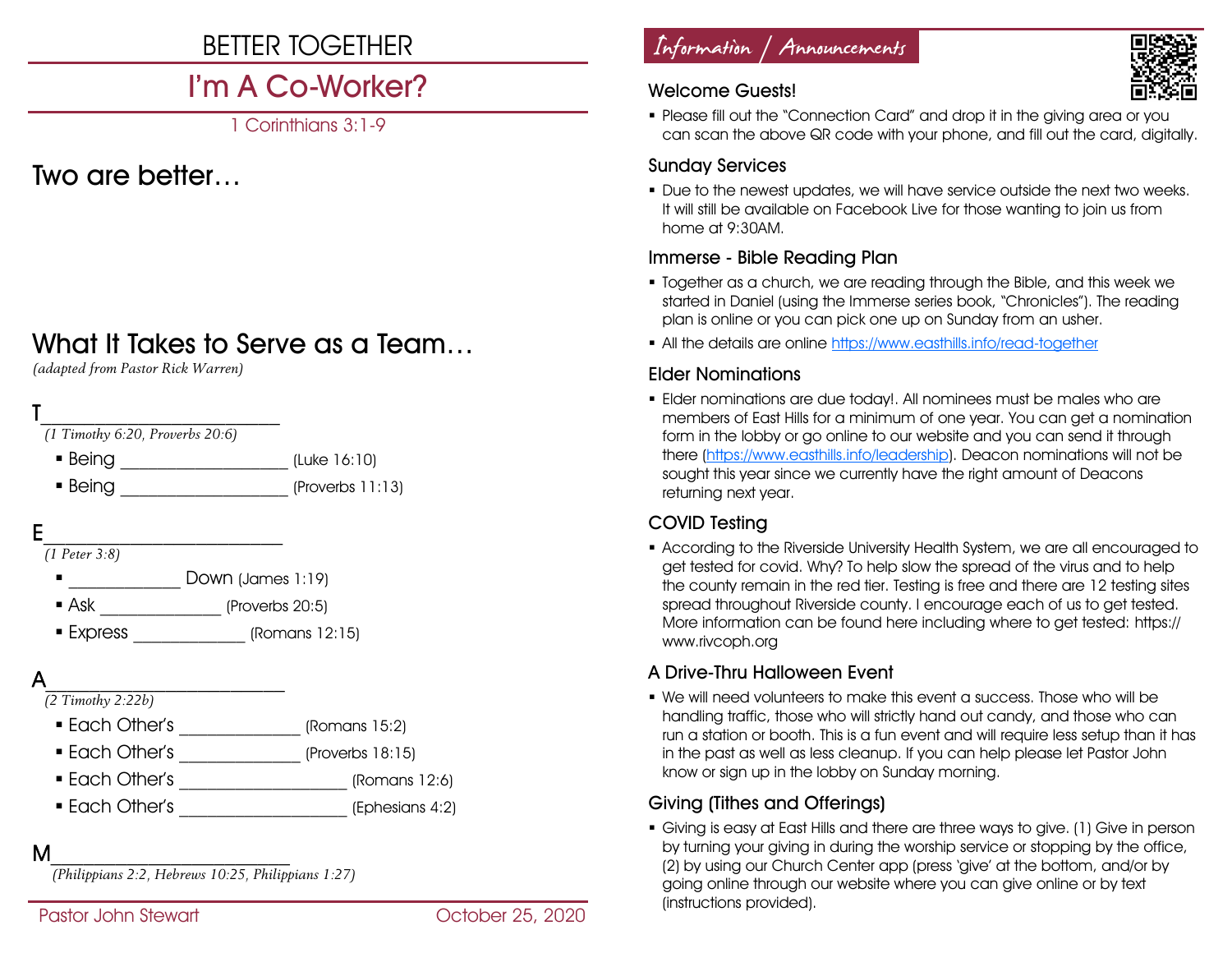# BETTER TOGETHER

## I'm A Co-Worker?

1 Corinthians 3:1-9

## Two are better…

## What It Takes to Serve as a Team…

*(adapted from Pastor Rick Warren)*

T_________________________

*(1 Timothy 6:20, Proverbs 20:6)*

- Being __________________ (Luke 16:10)
- Being __________________ (Proverbs 11:13)

E_________________________

*(1 Peter 3:8)*

- ____________ Down (James 1:19)
- Ask _____________ (Proverbs 20:5)
- Express ____________ (Romans 12:15)

A_________________________

*(2 Timothy 2:22b)*

- Each Other's _____________ (Romans 15:2)
- Each Other's _____________ (Proverbs 18:15)
- Each Other's __________________ (Romans 12:6)
- Each Other's __________________ (Ephesians 4:2)

M_________________________

*(Philippians 2:2, Hebrews 10:25, Philippians 1:27)*

Pastor John Stewart — October 25, 2020

## Information / Announcements

### Welcome Guests!

- Please fill out the "Connection Card" and drop it in the giving area or you can scan the above QR code with your phone, and fill out the card, digitally.

### Sunday Services

- Due to the newest updates, we will have service outside the next two weeks. It will still be available on Facebook Live for those wanting to join us from home at 9:30AM.

### Immerse - Bible Reading Plan

- Together as a church, we are reading through the Bible, and this week we started in Daniel (using the Immerse series book, "Chronicles"). The reading plan is online or you can pick one up on Sunday from an usher.
- All the details are online https://www.easthills.info/read-together

### Elder Nominations

- Elder nominations are due today!. All nominees must be males who are members of East Hills for a minimum of one year. You can get a nomination form in the lobby or go online to our website and you can send it through there (https://www.easthills.info/leadership). Deacon nominations will not be sought this year since we currently have the right amount of Deacons returning next year.

### COVID Testing

- According to the Riverside University Health System, we are all encouraged to get tested for covid. Why? To help slow the spread of the virus and to help the county remain in the red tier. Testing is free and there are 12 testing sites spread throughout Riverside county. I encourage each of us to get tested. More information can be found here including where to get tested: https://www.rivcoph.org

### A Drive-Thru Halloween Event

- We will need volunteers to make this event a success. Those who will be handling traffic, those who will strictly hand out candy, and those who can run a station or booth. This is a fun event and will require less setup than it has in the past as well as less cleanup. If you can help please let Pastor John know or sign up in the lobby on Sunday morning.

### Giving (Tithes and Offerings)

- Giving is easy at East Hills and there are three ways to give. (1) Give in person by turning your giving in during the worship service or stopping by the office, (2) by using our Church Center app (press 'give' at the bottom, and/or by going online through our website where you can give online or by text (instructions provided).